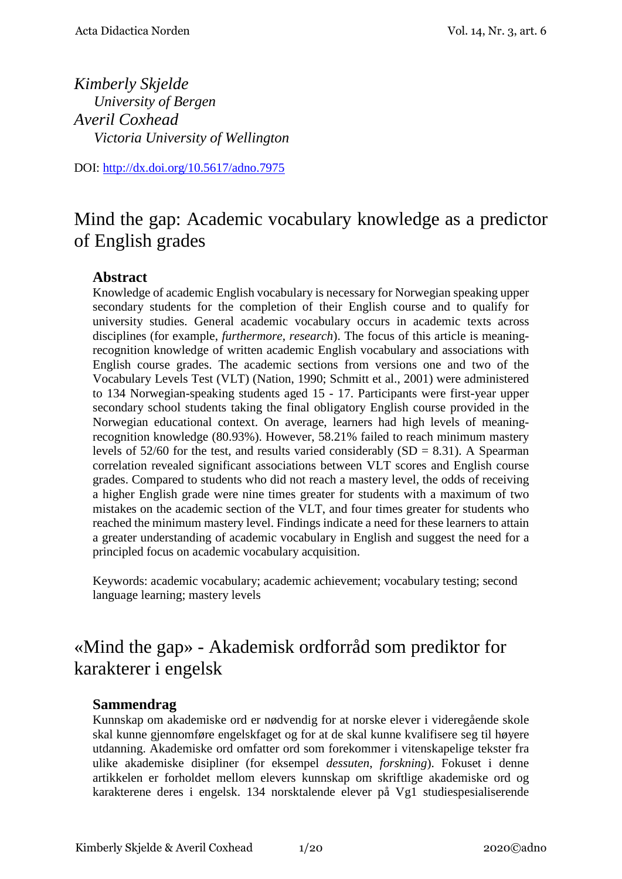*Kimberly Skjelde*
*University of Bergen*
*Averil Coxhead*
*Victoria University of Wellington*

DOI: http://dx.doi.org/10.5617/adno.7975

# Mind the gap: Academic vocabulary knowledge as a predictor of English grades

## Abstract

Knowledge of academic English vocabulary is necessary for Norwegian speaking upper secondary students for the completion of their English course and to qualify for university studies. General academic vocabulary occurs in academic texts across disciplines (for example, *furthermore*, *research*). The focus of this article is meaning-recognition knowledge of written academic English vocabulary and associations with English course grades. The academic sections from versions one and two of the Vocabulary Levels Test (VLT) (Nation, 1990; Schmitt et al., 2001) were administered to 134 Norwegian-speaking students aged 15 - 17. Participants were first-year upper secondary school students taking the final obligatory English course provided in the Norwegian educational context. On average, learners had high levels of meaning-recognition knowledge (80.93%). However, 58.21% failed to reach minimum mastery levels of 52/60 for the test, and results varied considerably (SD = 8.31). A Spearman correlation revealed significant associations between VLT scores and English course grades. Compared to students who did not reach a mastery level, the odds of receiving a higher English grade were nine times greater for students with a maximum of two mistakes on the academic section of the VLT, and four times greater for students who reached the minimum mastery level. Findings indicate a need for these learners to attain a greater understanding of academic vocabulary in English and suggest the need for a principled focus on academic vocabulary acquisition.

Keywords: academic vocabulary; academic achievement; vocabulary testing; second language learning; mastery levels

# «Mind the gap» - Akademisk ordforråd som prediktor for karakterer i engelsk

## Sammendrag

Kunnskap om akademiske ord er nødvendig for at norske elever i videregående skole skal kunne gjennomføre engelskfaget og for at de skal kunne kvalifisere seg til høyere utdanning. Akademiske ord omfatter ord som forekommer i vitenskapelige tekster fra ulike akademiske disipliner (for eksempel *dessuten*, *forskning*). Fokuset i denne artikkelen er forholdet mellom elevers kunnskap om skriftlige akademiske ord og karakterene deres i engelsk. 134 norsktalende elever på Vg1 studiespesialiserende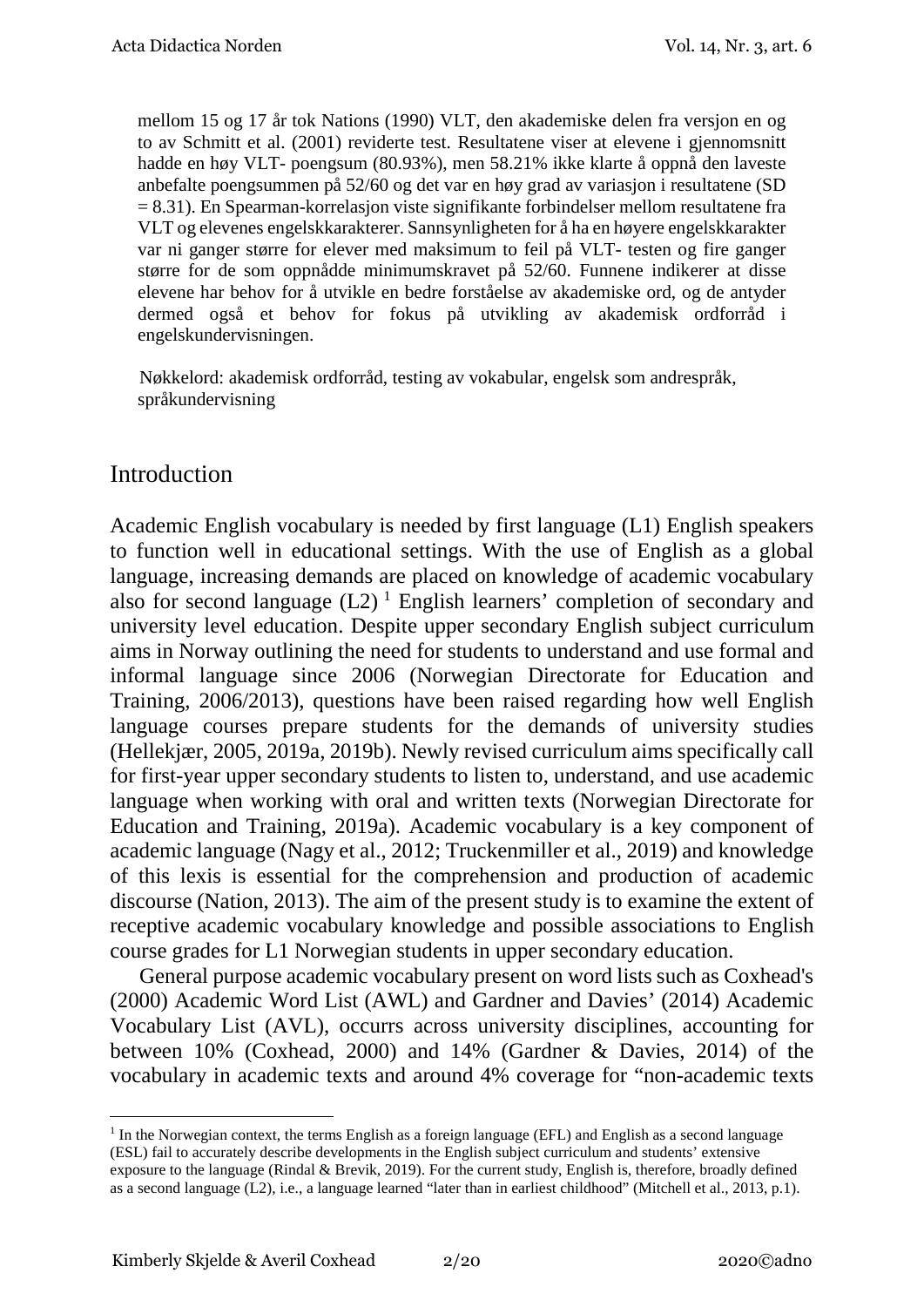mellom 15 og 17 år tok Nations (1990) VLT, den akademiske delen fra versjon en og to av Schmitt et al. (2001) reviderte test. Resultatene viser at elevene i gjennomsnitt hadde en høy VLT- poengsum (80.93%), men 58.21% ikke klarte å oppnå den laveste anbefalte poengsummen på 52/60 og det var en høy grad av variasjon i resultatene (SD = 8.31). En Spearman-korrelasjon viste signifikante forbindelser mellom resultatene fra VLT og elevenes engelskkarakterer. Sannsynligheten for å ha en høyere engelskkarakter var ni ganger større for elever med maksimum to feil på VLT- testen og fire ganger større for de som oppnådde minimumskravet på 52/60. Funnene indikerer at disse elevene har behov for å utvikle en bedre forståelse av akademiske ord, og de antyder dermed også et behov for fokus på utvikling av akademisk ordforråd i engelskundervisningen.

Nøkkelord: akademisk ordforråd, testing av vokabular, engelsk som andrespråk, språkundervisning

# Introduction

Academic English vocabulary is needed by first language (L1) English speakers to function well in educational settings. With the use of English as a global language, increasing demands are placed on knowledge of academic vocabulary also for second language (L2) [1] English learners' completion of secondary and university level education. Despite upper secondary English subject curriculum aims in Norway outlining the need for students to understand and use formal and informal language since 2006 (Norwegian Directorate for Education and Training, 2006/2013), questions have been raised regarding how well English language courses prepare students for the demands of university studies (Hellekjær, 2005, 2019a, 2019b). Newly revised curriculum aims specifically call for first-year upper secondary students to listen to, understand, and use academic language when working with oral and written texts (Norwegian Directorate for Education and Training, 2019a). Academic vocabulary is a key component of academic language (Nagy et al., 2012; Truckenmiller et al., 2019) and knowledge of this lexis is essential for the comprehension and production of academic discourse (Nation, 2013). The aim of the present study is to examine the extent of receptive academic vocabulary knowledge and possible associations to English course grades for L1 Norwegian students in upper secondary education.

General purpose academic vocabulary present on word lists such as Coxhead's (2000) Academic Word List (AWL) and Gardner and Davies' (2014) Academic Vocabulary List (AVL), occurrs across university disciplines, accounting for between 10% (Coxhead, 2000) and 14% (Gardner & Davies, 2014) of the vocabulary in academic texts and around 4% coverage for "non-academic texts

[1] In the Norwegian context, the terms English as a foreign language (EFL) and English as a second language (ESL) fail to accurately describe developments in the English subject curriculum and students' extensive exposure to the language (Rindal & Brevik, 2019). For the current study, English is, therefore, broadly defined as a second language (L2), i.e., a language learned "later than in earliest childhood" (Mitchell et al., 2013, p.1).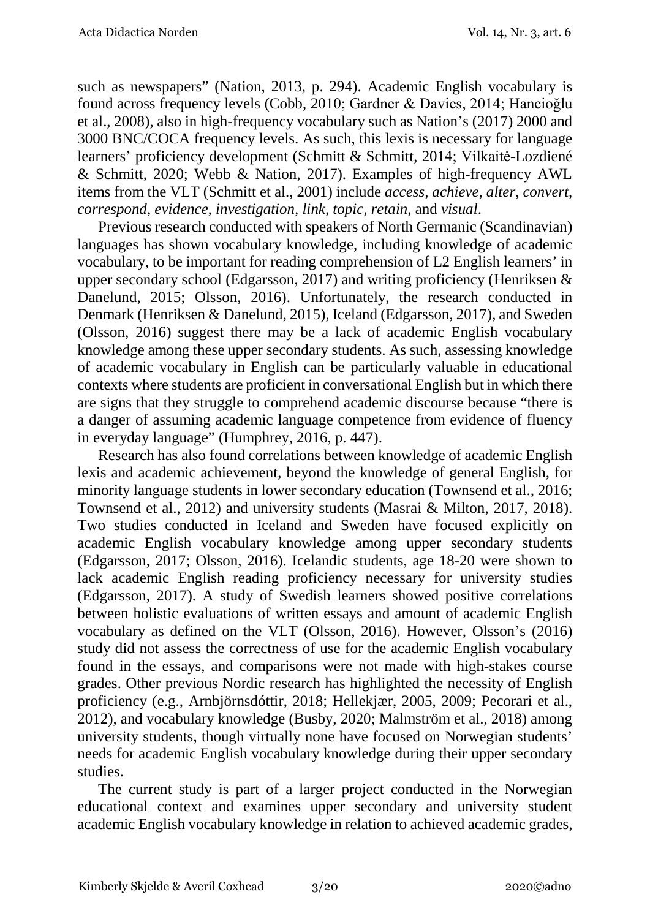such as newspapers" (Nation, 2013, p. 294). Academic English vocabulary is found across frequency levels (Cobb, 2010; Gardner & Davies, 2014; Hancioğlu et al., 2008), also in high-frequency vocabulary such as Nation's (2017) 2000 and 3000 BNC/COCA frequency levels. As such, this lexis is necessary for language learners' proficiency development (Schmitt & Schmitt, 2014; Vilkaitė-Lozdienė & Schmitt, 2020; Webb & Nation, 2017). Examples of high-frequency AWL items from the VLT (Schmitt et al., 2001) include *access, achieve, alter, convert, correspond, evidence, investigation, link, topic, retain*, and *visual*.

Previous research conducted with speakers of North Germanic (Scandinavian) languages has shown vocabulary knowledge, including knowledge of academic vocabulary, to be important for reading comprehension of L2 English learners' in upper secondary school (Edgarsson, 2017) and writing proficiency (Henriksen & Danelund, 2015; Olsson, 2016). Unfortunately, the research conducted in Denmark (Henriksen & Danelund, 2015), Iceland (Edgarsson, 2017), and Sweden (Olsson, 2016) suggest there may be a lack of academic English vocabulary knowledge among these upper secondary students. As such, assessing knowledge of academic vocabulary in English can be particularly valuable in educational contexts where students are proficient in conversational English but in which there are signs that they struggle to comprehend academic discourse because "there is a danger of assuming academic language competence from evidence of fluency in everyday language" (Humphrey, 2016, p. 447).

Research has also found correlations between knowledge of academic English lexis and academic achievement, beyond the knowledge of general English, for minority language students in lower secondary education (Townsend et al., 2016; Townsend et al., 2012) and university students (Masrai & Milton, 2017, 2018). Two studies conducted in Iceland and Sweden have focused explicitly on academic English vocabulary knowledge among upper secondary students (Edgarsson, 2017; Olsson, 2016). Icelandic students, age 18-20 were shown to lack academic English reading proficiency necessary for university studies (Edgarsson, 2017). A study of Swedish learners showed positive correlations between holistic evaluations of written essays and amount of academic English vocabulary as defined on the VLT (Olsson, 2016). However, Olsson's (2016) study did not assess the correctness of use for the academic English vocabulary found in the essays, and comparisons were not made with high-stakes course grades. Other previous Nordic research has highlighted the necessity of English proficiency (e.g., Arnbjörnsdóttir, 2018; Hellekjær, 2005, 2009; Pecorari et al., 2012), and vocabulary knowledge (Busby, 2020; Malmström et al., 2018) among university students, though virtually none have focused on Norwegian students' needs for academic English vocabulary knowledge during their upper secondary studies.

The current study is part of a larger project conducted in the Norwegian educational context and examines upper secondary and university student academic English vocabulary knowledge in relation to achieved academic grades,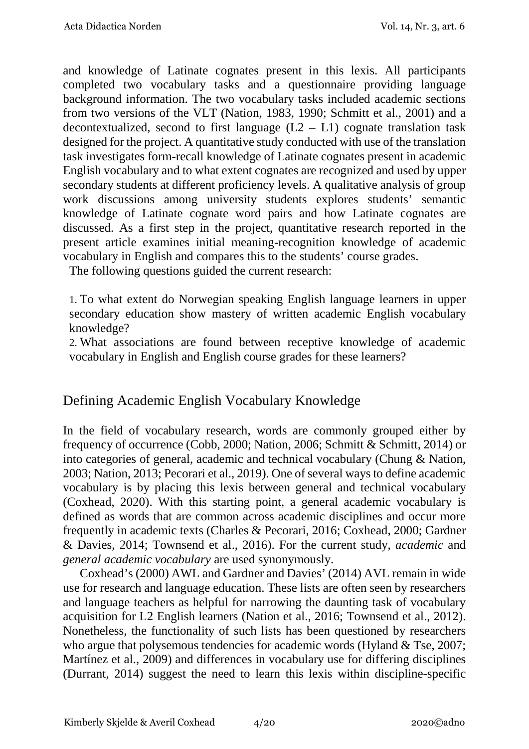and knowledge of Latinate cognates present in this lexis. All participants completed two vocabulary tasks and a questionnaire providing language background information. The two vocabulary tasks included academic sections from two versions of the VLT (Nation, 1983, 1990; Schmitt et al., 2001) and a decontextualized, second to first language (L2 – L1) cognate translation task designed for the project. A quantitative study conducted with use of the translation task investigates form-recall knowledge of Latinate cognates present in academic English vocabulary and to what extent cognates are recognized and used by upper secondary students at different proficiency levels. A qualitative analysis of group work discussions among university students explores students' semantic knowledge of Latinate cognate word pairs and how Latinate cognates are discussed. As a first step in the project, quantitative research reported in the present article examines initial meaning-recognition knowledge of academic vocabulary in English and compares this to the students' course grades.

The following questions guided the current research:

1. To what extent do Norwegian speaking English language learners in upper secondary education show mastery of written academic English vocabulary knowledge?
2. What associations are found between receptive knowledge of academic vocabulary in English and English course grades for these learners?

## Defining Academic English Vocabulary Knowledge

In the field of vocabulary research, words are commonly grouped either by frequency of occurrence (Cobb, 2000; Nation, 2006; Schmitt & Schmitt, 2014) or into categories of general, academic and technical vocabulary (Chung & Nation, 2003; Nation, 2013; Pecorari et al., 2019). One of several ways to define academic vocabulary is by placing this lexis between general and technical vocabulary (Coxhead, 2020). With this starting point, a general academic vocabulary is defined as words that are common across academic disciplines and occur more frequently in academic texts (Charles & Pecorari, 2016; Coxhead, 2000; Gardner & Davies, 2014; Townsend et al., 2016). For the current study, *academic* and *general academic vocabulary* are used synonymously.

Coxhead's (2000) AWL and Gardner and Davies' (2014) AVL remain in wide use for research and language education. These lists are often seen by researchers and language teachers as helpful for narrowing the daunting task of vocabulary acquisition for L2 English learners (Nation et al., 2016; Townsend et al., 2012). Nonetheless, the functionality of such lists has been questioned by researchers who argue that polysemous tendencies for academic words (Hyland & Tse, 2007; Martínez et al., 2009) and differences in vocabulary use for differing disciplines (Durrant, 2014) suggest the need to learn this lexis within discipline-specific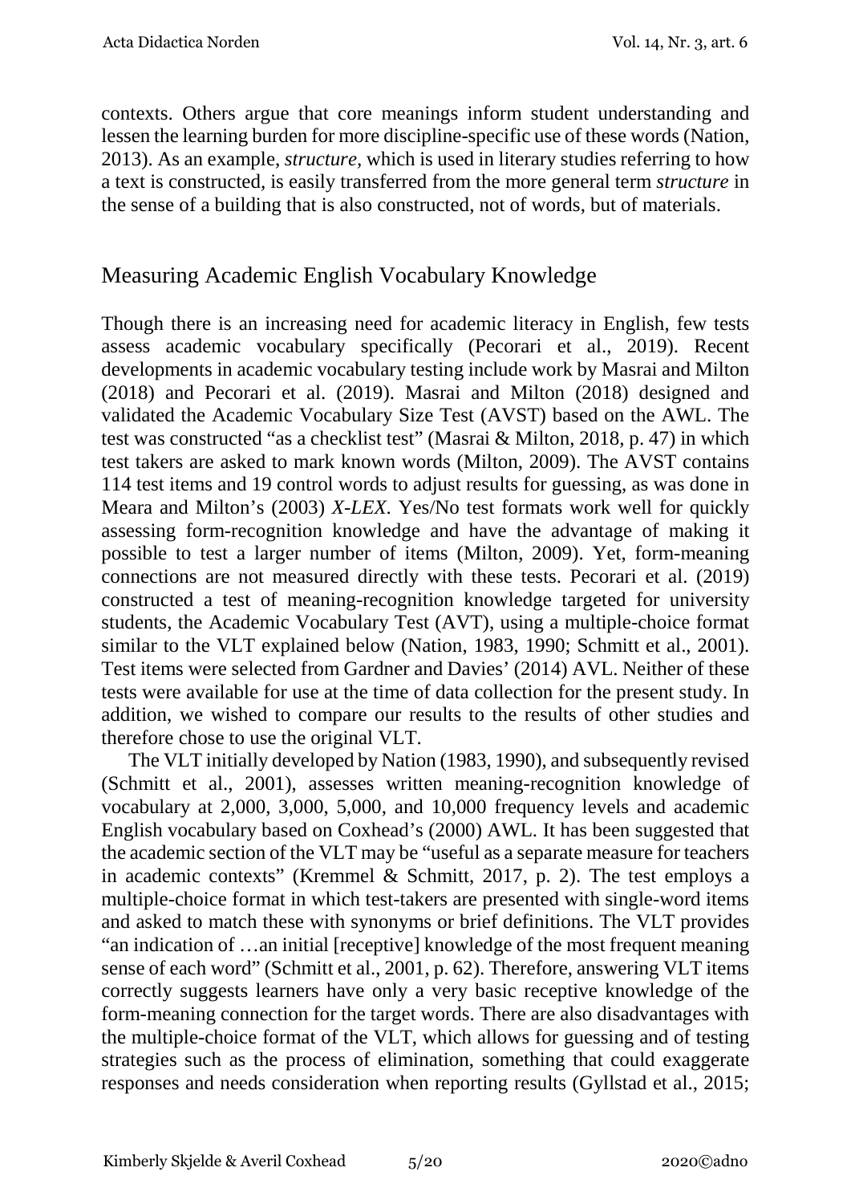contexts. Others argue that core meanings inform student understanding and lessen the learning burden for more discipline-specific use of these words (Nation, 2013). As an example, *structure,* which is used in literary studies referring to how a text is constructed, is easily transferred from the more general term *structure* in the sense of a building that is also constructed, not of words, but of materials.

## Measuring Academic English Vocabulary Knowledge

Though there is an increasing need for academic literacy in English, few tests assess academic vocabulary specifically (Pecorari et al., 2019). Recent developments in academic vocabulary testing include work by Masrai and Milton (2018) and Pecorari et al. (2019). Masrai and Milton (2018) designed and validated the Academic Vocabulary Size Test (AVST) based on the AWL. The test was constructed "as a checklist test" (Masrai & Milton, 2018, p. 47) in which test takers are asked to mark known words (Milton, 2009). The AVST contains 114 test items and 19 control words to adjust results for guessing, as was done in Meara and Milton's (2003) *X-LEX*. Yes/No test formats work well for quickly assessing form-recognition knowledge and have the advantage of making it possible to test a larger number of items (Milton, 2009). Yet, form-meaning connections are not measured directly with these tests. Pecorari et al. (2019) constructed a test of meaning-recognition knowledge targeted for university students, the Academic Vocabulary Test (AVT), using a multiple-choice format similar to the VLT explained below (Nation, 1983, 1990; Schmitt et al., 2001). Test items were selected from Gardner and Davies' (2014) AVL. Neither of these tests were available for use at the time of data collection for the present study. In addition, we wished to compare our results to the results of other studies and therefore chose to use the original VLT.

The VLT initially developed by Nation (1983, 1990), and subsequently revised (Schmitt et al., 2001), assesses written meaning-recognition knowledge of vocabulary at 2,000, 3,000, 5,000, and 10,000 frequency levels and academic English vocabulary based on Coxhead's (2000) AWL. It has been suggested that the academic section of the VLT may be "useful as a separate measure for teachers in academic contexts" (Kremmel & Schmitt, 2017, p. 2). The test employs a multiple-choice format in which test-takers are presented with single-word items and asked to match these with synonyms or brief definitions. The VLT provides "an indication of …an initial [receptive] knowledge of the most frequent meaning sense of each word" (Schmitt et al., 2001, p. 62). Therefore, answering VLT items correctly suggests learners have only a very basic receptive knowledge of the form-meaning connection for the target words. There are also disadvantages with the multiple-choice format of the VLT, which allows for guessing and of testing strategies such as the process of elimination, something that could exaggerate responses and needs consideration when reporting results (Gyllstad et al., 2015;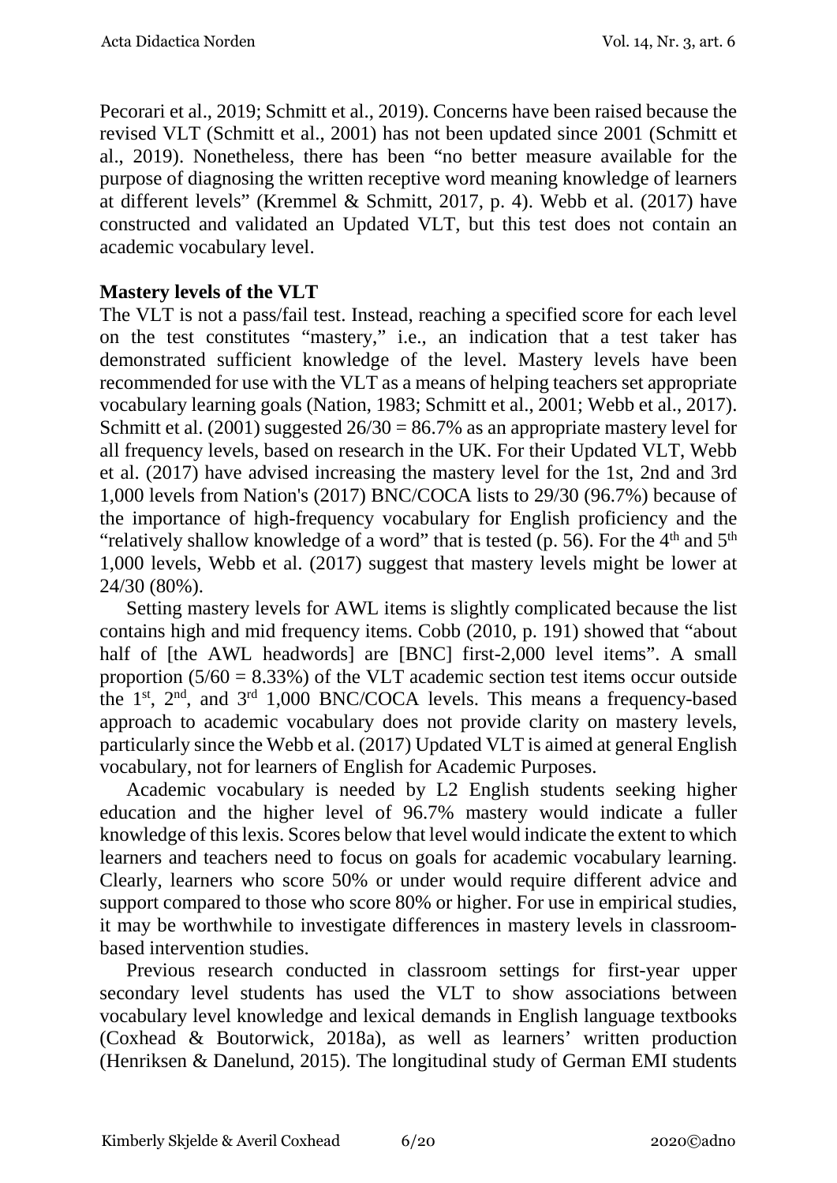Pecorari et al., 2019; Schmitt et al., 2019). Concerns have been raised because the revised VLT (Schmitt et al., 2001) has not been updated since 2001 (Schmitt et al., 2019). Nonetheless, there has been "no better measure available for the purpose of diagnosing the written receptive word meaning knowledge of learners at different levels" (Kremmel & Schmitt, 2017, p. 4). Webb et al. (2017) have constructed and validated an Updated VLT, but this test does not contain an academic vocabulary level.

**Mastery levels of the VLT**

The VLT is not a pass/fail test. Instead, reaching a specified score for each level on the test constitutes "mastery," i.e., an indication that a test taker has demonstrated sufficient knowledge of the level. Mastery levels have been recommended for use with the VLT as a means of helping teachers set appropriate vocabulary learning goals (Nation, 1983; Schmitt et al., 2001; Webb et al., 2017). Schmitt et al. (2001) suggested 26/30 = 86.7% as an appropriate mastery level for all frequency levels, based on research in the UK. For their Updated VLT, Webb et al. (2017) have advised increasing the mastery level for the 1st, 2nd and 3rd 1,000 levels from Nation's (2017) BNC/COCA lists to 29/30 (96.7%) because of the importance of high-frequency vocabulary for English proficiency and the "relatively shallow knowledge of a word" that is tested (p. 56). For the 4th and 5th 1,000 levels, Webb et al. (2017) suggest that mastery levels might be lower at 24/30 (80%).

Setting mastery levels for AWL items is slightly complicated because the list contains high and mid frequency items. Cobb (2010, p. 191) showed that "about half of [the AWL headwords] are [BNC] first-2,000 level items". A small proportion (5/60 = 8.33%) of the VLT academic section test items occur outside the 1st, 2nd, and 3rd 1,000 BNC/COCA levels. This means a frequency-based approach to academic vocabulary does not provide clarity on mastery levels, particularly since the Webb et al. (2017) Updated VLT is aimed at general English vocabulary, not for learners of English for Academic Purposes.

Academic vocabulary is needed by L2 English students seeking higher education and the higher level of 96.7% mastery would indicate a fuller knowledge of this lexis. Scores below that level would indicate the extent to which learners and teachers need to focus on goals for academic vocabulary learning. Clearly, learners who score 50% or under would require different advice and support compared to those who score 80% or higher. For use in empirical studies, it may be worthwhile to investigate differences in mastery levels in classroom-based intervention studies.

Previous research conducted in classroom settings for first-year upper secondary level students has used the VLT to show associations between vocabulary level knowledge and lexical demands in English language textbooks (Coxhead & Boutorwick, 2018a), as well as learners' written production (Henriksen & Danelund, 2015). The longitudinal study of German EMI students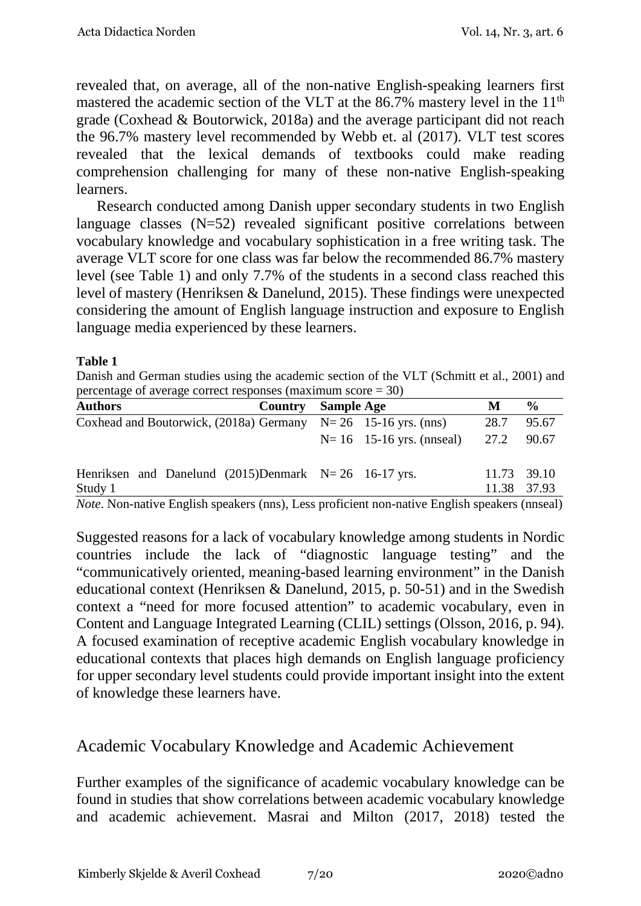revealed that, on average, all of the non-native English-speaking learners first mastered the academic section of the VLT at the 86.7% mastery level in the 11th grade (Coxhead & Boutorwick, 2018a) and the average participant did not reach the 96.7% mastery level recommended by Webb et. al (2017). VLT test scores revealed that the lexical demands of textbooks could make reading comprehension challenging for many of these non-native English-speaking learners.

Research conducted among Danish upper secondary students in two English language classes (N=52) revealed significant positive correlations between vocabulary knowledge and vocabulary sophistication in a free writing task. The average VLT score for one class was far below the recommended 86.7% mastery level (see Table 1) and only 7.7% of the students in a second class reached this level of mastery (Henriksen & Danelund, 2015). These findings were unexpected considering the amount of English language instruction and exposure to English language media experienced by these learners.

**Table 1**

Danish and German studies using the academic section of the VLT (Schmitt et al., 2001) and percentage of average correct responses (maximum score = 30)

| Authors | Country | Sample | Age | M | % |
|---|---|---|---|---|---|
| Coxhead and Boutorwick, (2018a) | Germany | N= 26 | 15-16 yrs. (nns) | 28.7 | 95.67 |
| | | N= 16 | 15-16 yrs. (nnseal) | 27.2 | 90.67 |
| Henriksen and Danelund (2015) Study 1 | Denmark | N= 26 | 16-17 yrs. | 11.73<br>11.38 | 39.10<br>37.93 |

*Note*. Non-native English speakers (nns), Less proficient non-native English speakers (nnseal)

Suggested reasons for a lack of vocabulary knowledge among students in Nordic countries include the lack of "diagnostic language testing" and the "communicatively oriented, meaning-based learning environment" in the Danish educational context (Henriksen & Danelund, 2015, p. 50-51) and in the Swedish context a "need for more focused attention" to academic vocabulary, even in Content and Language Integrated Learning (CLIL) settings (Olsson, 2016, p. 94). A focused examination of receptive academic English vocabulary knowledge in educational contexts that places high demands on English language proficiency for upper secondary level students could provide important insight into the extent of knowledge these learners have.

## Academic Vocabulary Knowledge and Academic Achievement

Further examples of the significance of academic vocabulary knowledge can be found in studies that show correlations between academic vocabulary knowledge and academic achievement. Masrai and Milton (2017, 2018) tested the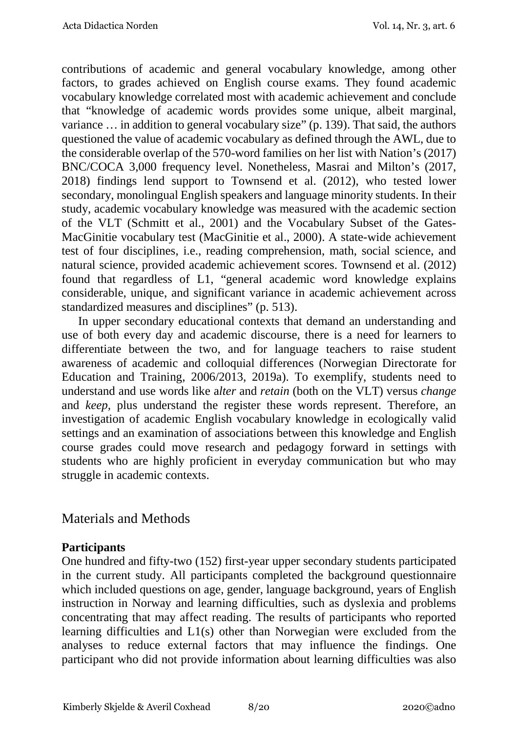contributions of academic and general vocabulary knowledge, among other factors, to grades achieved on English course exams. They found academic vocabulary knowledge correlated most with academic achievement and conclude that "knowledge of academic words provides some unique, albeit marginal, variance … in addition to general vocabulary size" (p. 139). That said, the authors questioned the value of academic vocabulary as defined through the AWL, due to the considerable overlap of the 570-word families on her list with Nation's (2017) BNC/COCA 3,000 frequency level. Nonetheless, Masrai and Milton's (2017, 2018) findings lend support to Townsend et al. (2012), who tested lower secondary, monolingual English speakers and language minority students. In their study, academic vocabulary knowledge was measured with the academic section of the VLT (Schmitt et al., 2001) and the Vocabulary Subset of the Gates-MacGinitie vocabulary test (MacGinitie et al., 2000). A state-wide achievement test of four disciplines, i.e., reading comprehension, math, social science, and natural science, provided academic achievement scores. Townsend et al. (2012) found that regardless of L1, "general academic word knowledge explains considerable, unique, and significant variance in academic achievement across standardized measures and disciplines" (p. 513).

In upper secondary educational contexts that demand an understanding and use of both every day and academic discourse, there is a need for learners to differentiate between the two, and for language teachers to raise student awareness of academic and colloquial differences (Norwegian Directorate for Education and Training, 2006/2013, 2019a). To exemplify, students need to understand and use words like a*lter* and *retain* (both on the VLT) versus *change* and *keep,* plus understand the register these words represent. Therefore, an investigation of academic English vocabulary knowledge in ecologically valid settings and an examination of associations between this knowledge and English course grades could move research and pedagogy forward in settings with students who are highly proficient in everyday communication but who may struggle in academic contexts.

## Materials and Methods

### Participants

One hundred and fifty-two (152) first-year upper secondary students participated in the current study. All participants completed the background questionnaire which included questions on age, gender, language background, years of English instruction in Norway and learning difficulties, such as dyslexia and problems concentrating that may affect reading. The results of participants who reported learning difficulties and L1(s) other than Norwegian were excluded from the analyses to reduce external factors that may influence the findings. One participant who did not provide information about learning difficulties was also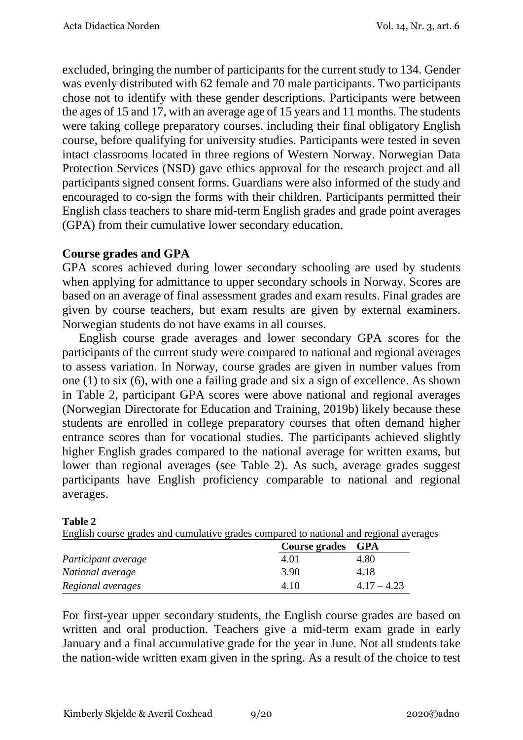excluded, bringing the number of participants for the current study to 134. Gender was evenly distributed with 62 female and 70 male participants. Two participants chose not to identify with these gender descriptions. Participants were between the ages of 15 and 17, with an average age of 15 years and 11 months. The students were taking college preparatory courses, including their final obligatory English course, before qualifying for university studies. Participants were tested in seven intact classrooms located in three regions of Western Norway. Norwegian Data Protection Services (NSD) gave ethics approval for the research project and all participants signed consent forms. Guardians were also informed of the study and encouraged to co-sign the forms with their children. Participants permitted their English class teachers to share mid-term English grades and grade point averages (GPA) from their cumulative lower secondary education.

## Course grades and GPA

GPA scores achieved during lower secondary schooling are used by students when applying for admittance to upper secondary schools in Norway. Scores are based on an average of final assessment grades and exam results. Final grades are given by course teachers, but exam results are given by external examiners. Norwegian students do not have exams in all courses.

English course grade averages and lower secondary GPA scores for the participants of the current study were compared to national and regional averages to assess variation. In Norway, course grades are given in number values from one (1) to six (6), with one a failing grade and six a sign of excellence. As shown in Table 2, participant GPA scores were above national and regional averages (Norwegian Directorate for Education and Training, 2019b) likely because these students are enrolled in college preparatory courses that often demand higher entrance scores than for vocational studies. The participants achieved slightly higher English grades compared to the national average for written exams, but lower than regional averages (see Table 2). As such, average grades suggest participants have English proficiency comparable to national and regional averages.

**Table 2**

English course grades and cumulative grades compared to national and regional averages

| | Course grades | GPA |
|---|---|---|
| *Participant average* | 4.01 | 4.80 |
| *National average* | 3.90 | 4.18 |
| *Regional averages* | 4.10 | 4.17 – 4.23 |

For first-year upper secondary students, the English course grades are based on written and oral production. Teachers give a mid-term exam grade in early January and a final accumulative grade for the year in June. Not all students take the nation-wide written exam given in the spring. As a result of the choice to test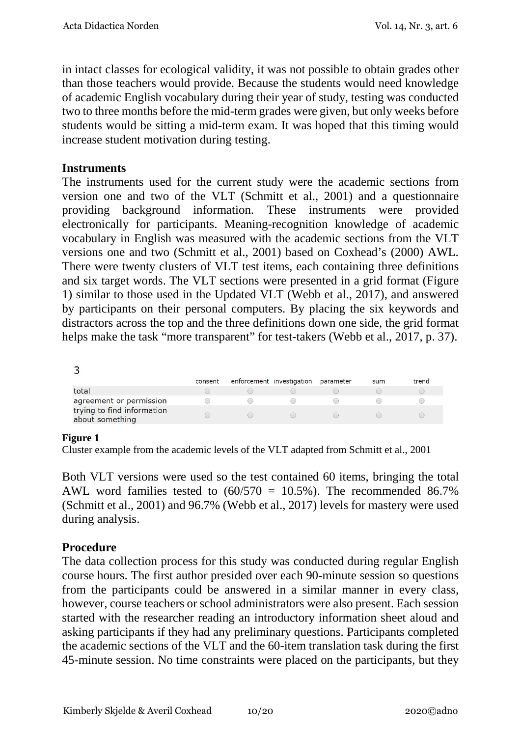in intact classes for ecological validity, it was not possible to obtain grades other than those teachers would provide. Because the students would need knowledge of academic English vocabulary during their year of study, testing was conducted two to three months before the mid-term grades were given, but only weeks before students would be sitting a mid-term exam. It was hoped that this timing would increase student motivation during testing.

### Instruments

The instruments used for the current study were the academic sections from version one and two of the VLT (Schmitt et al., 2001) and a questionnaire providing background information. These instruments were provided electronically for participants. Meaning-recognition knowledge of academic vocabulary in English was measured with the academic sections from the VLT versions one and two (Schmitt et al., 2001) based on Coxhead's (2000) AWL. There were twenty clusters of VLT test items, each containing three definitions and six target words. The VLT sections were presented in a grid format (Figure 1) similar to those used in the Updated VLT (Webb et al., 2017), and answered by participants on their personal computers. By placing the six keywords and distractors across the top and the three definitions down one side, the grid format helps make the task "more transparent" for test-takers (Webb et al., 2017, p. 37).

3

| | consent | enforcement | investigation | parameter | sum | trend |
|---|---|---|---|---|---|---|
| total | ○ | ○ | ○ | ○ | ○ | ○ |
| agreement or permission | ○ | ○ | ○ | ○ | ○ | ○ |
| trying to find information about something | ○ | ○ | ○ | ○ | ○ | ○ |

**Figure 1**
Cluster example from the academic levels of the VLT adapted from Schmitt et al., 2001

Both VLT versions were used so the test contained 60 items, bringing the total AWL word families tested to (60/570 = 10.5%). The recommended 86.7% (Schmitt et al., 2001) and 96.7% (Webb et al., 2017) levels for mastery were used during analysis.

### Procedure

The data collection process for this study was conducted during regular English course hours. The first author presided over each 90-minute session so questions from the participants could be answered in a similar manner in every class, however, course teachers or school administrators were also present. Each session started with the researcher reading an introductory information sheet aloud and asking participants if they had any preliminary questions. Participants completed the academic sections of the VLT and the 60-item translation task during the first 45-minute session. No time constraints were placed on the participants, but they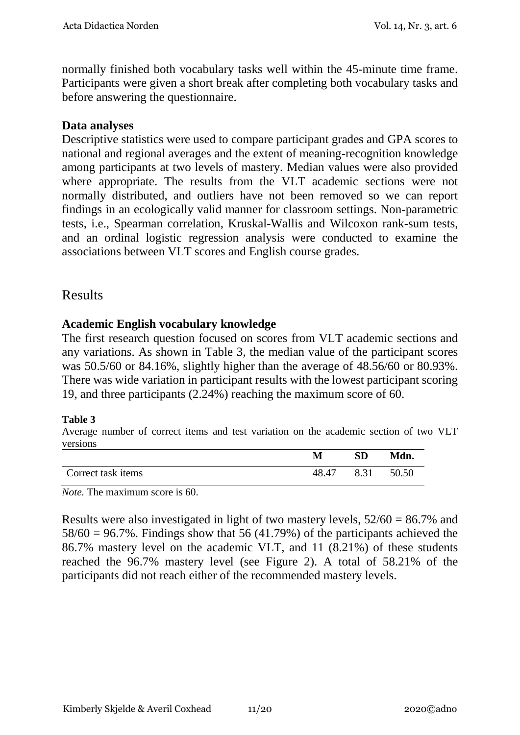normally finished both vocabulary tasks well within the 45-minute time frame. Participants were given a short break after completing both vocabulary tasks and before answering the questionnaire.

### Data analyses

Descriptive statistics were used to compare participant grades and GPA scores to national and regional averages and the extent of meaning-recognition knowledge among participants at two levels of mastery. Median values were also provided where appropriate. The results from the VLT academic sections were not normally distributed, and outliers have not been removed so we can report findings in an ecologically valid manner for classroom settings. Non-parametric tests, i.e., Spearman correlation, Kruskal-Wallis and Wilcoxon rank-sum tests, and an ordinal logistic regression analysis were conducted to examine the associations between VLT scores and English course grades.

## Results

### Academic English vocabulary knowledge

The first research question focused on scores from VLT academic sections and any variations. As shown in Table 3, the median value of the participant scores was 50.5/60 or 84.16%, slightly higher than the average of 48.56/60 or 80.93%. There was wide variation in participant results with the lowest participant scoring 19, and three participants (2.24%) reaching the maximum score of 60.

**Table 3**

Average number of correct items and test variation on the academic section of two VLT versions

| | **M** | **SD** | **Mdn.** |
|---|---|---|---|
| Correct task items | 48.47 | 8.31 | 50.50 |

*Note.* The maximum score is 60.

Results were also investigated in light of two mastery levels, 52/60 = 86.7% and 58/60 = 96.7%. Findings show that 56 (41.79%) of the participants achieved the 86.7% mastery level on the academic VLT, and 11 (8.21%) of these students reached the 96.7% mastery level (see Figure 2). A total of 58.21% of the participants did not reach either of the recommended mastery levels.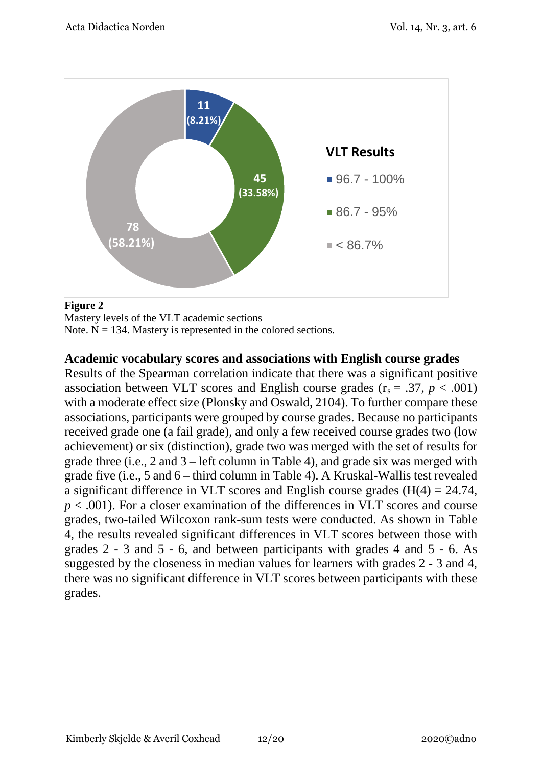**Figure 2**
Mastery levels of the VLT academic sections
Note. N = 134. Mastery is represented in the colored sections.

### Academic vocabulary scores and associations with English course grades

Results of the Spearman correlation indicate that there was a significant positive association between VLT scores and English course grades ($r_s = .37$, $p < .001$) with a moderate effect size (Plonsky and Oswald, 2104). To further compare these associations, participants were grouped by course grades. Because no participants received grade one (a fail grade), and only a few received course grades two (low achievement) or six (distinction), grade two was merged with the set of results for grade three (i.e., 2 and 3 – left column in Table 4), and grade six was merged with grade five (i.e., 5 and 6 – third column in Table 4). A Kruskal-Wallis test revealed a significant difference in VLT scores and English course grades ($H(4) = 24.74$, $p < .001$). For a closer examination of the differences in VLT scores and course grades, two-tailed Wilcoxon rank-sum tests were conducted. As shown in Table 4, the results revealed significant differences in VLT scores between those with grades 2 - 3 and 5 - 6, and between participants with grades 4 and 5 - 6. As suggested by the closeness in median values for learners with grades 2 - 3 and 4, there was no significant difference in VLT scores between participants with these grades.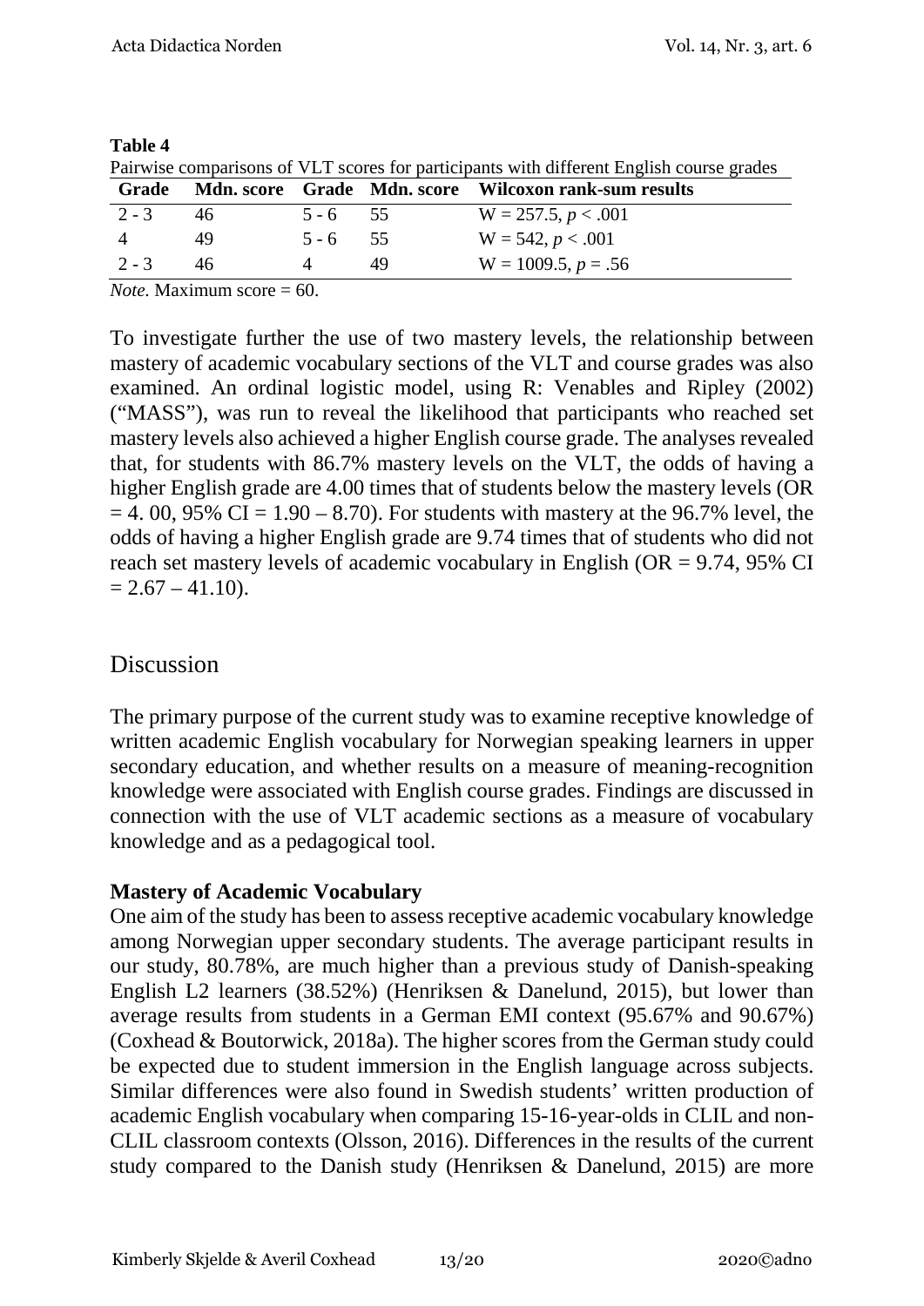**Table 4**

Pairwise comparisons of VLT scores for participants with different English course grades

| Grade | Mdn. score | Grade | Mdn. score | Wilcoxon rank-sum results |
|---|---|---|---|---|
| 2 - 3 | 46 | 5 - 6 | 55 | W = 257.5, $p < .001$ |
| 4 | 49 | 5 - 6 | 55 | W = 542, $p < .001$ |
| 2 - 3 | 46 | 4 | 49 | W = 1009.5, $p = .56$ |

*Note.* Maximum score = 60.

To investigate further the use of two mastery levels, the relationship between mastery of academic vocabulary sections of the VLT and course grades was also examined. An ordinal logistic model, using R: Venables and Ripley (2002) ("MASS"), was run to reveal the likelihood that participants who reached set mastery levels also achieved a higher English course grade. The analyses revealed that, for students with 86.7% mastery levels on the VLT, the odds of having a higher English grade are 4.00 times that of students below the mastery levels (OR = 4. 00, 95% CI = 1.90 – 8.70). For students with mastery at the 96.7% level, the odds of having a higher English grade are 9.74 times that of students who did not reach set mastery levels of academic vocabulary in English (OR = 9.74, 95% CI = 2.67 – 41.10).

# Discussion

The primary purpose of the current study was to examine receptive knowledge of written academic English vocabulary for Norwegian speaking learners in upper secondary education, and whether results on a measure of meaning-recognition knowledge were associated with English course grades. Findings are discussed in connection with the use of VLT academic sections as a measure of vocabulary knowledge and as a pedagogical tool.

**Mastery of Academic Vocabulary**

One aim of the study has been to assess receptive academic vocabulary knowledge among Norwegian upper secondary students. The average participant results in our study, 80.78%, are much higher than a previous study of Danish-speaking English L2 learners (38.52%) (Henriksen & Danelund, 2015), but lower than average results from students in a German EMI context (95.67% and 90.67%) (Coxhead & Boutorwick, 2018a). The higher scores from the German study could be expected due to student immersion in the English language across subjects. Similar differences were also found in Swedish students' written production of academic English vocabulary when comparing 15-16-year-olds in CLIL and non-CLIL classroom contexts (Olsson, 2016). Differences in the results of the current study compared to the Danish study (Henriksen & Danelund, 2015) are more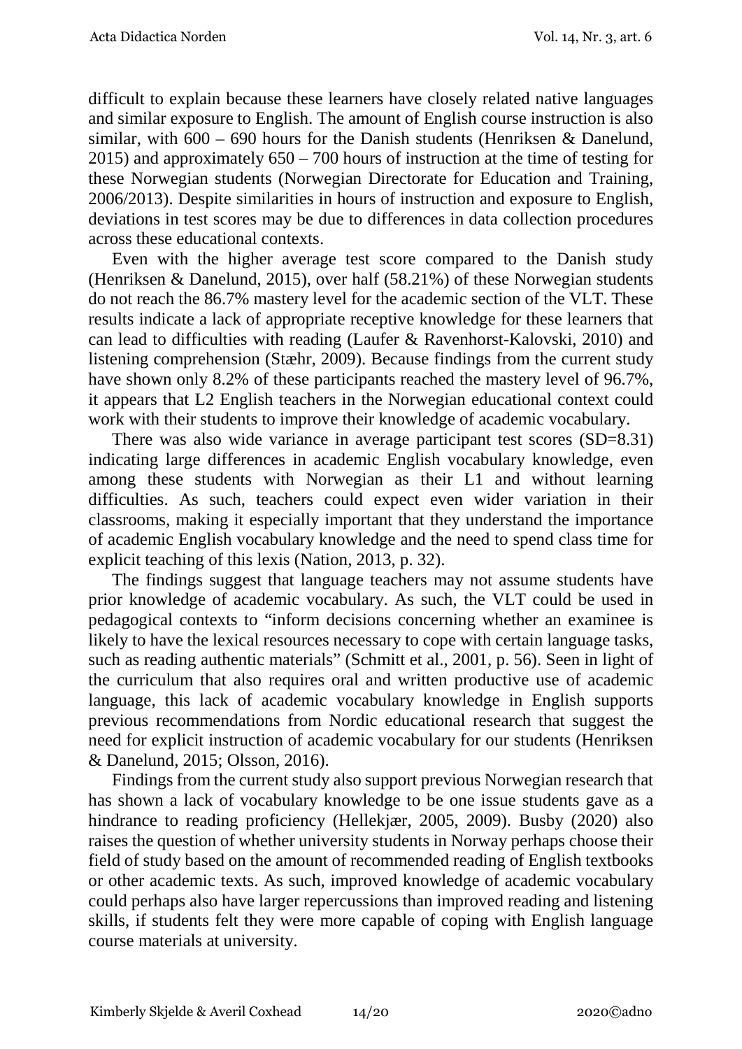difficult to explain because these learners have closely related native languages and similar exposure to English. The amount of English course instruction is also similar, with 600 – 690 hours for the Danish students (Henriksen & Danelund, 2015) and approximately 650 – 700 hours of instruction at the time of testing for these Norwegian students (Norwegian Directorate for Education and Training, 2006/2013). Despite similarities in hours of instruction and exposure to English, deviations in test scores may be due to differences in data collection procedures across these educational contexts.

Even with the higher average test score compared to the Danish study (Henriksen & Danelund, 2015), over half (58.21%) of these Norwegian students do not reach the 86.7% mastery level for the academic section of the VLT. These results indicate a lack of appropriate receptive knowledge for these learners that can lead to difficulties with reading (Laufer & Ravenhorst-Kalovski, 2010) and listening comprehension (Stæhr, 2009). Because findings from the current study have shown only 8.2% of these participants reached the mastery level of 96.7%, it appears that L2 English teachers in the Norwegian educational context could work with their students to improve their knowledge of academic vocabulary.

There was also wide variance in average participant test scores (SD=8.31) indicating large differences in academic English vocabulary knowledge, even among these students with Norwegian as their L1 and without learning difficulties. As such, teachers could expect even wider variation in their classrooms, making it especially important that they understand the importance of academic English vocabulary knowledge and the need to spend class time for explicit teaching of this lexis (Nation, 2013, p. 32).

The findings suggest that language teachers may not assume students have prior knowledge of academic vocabulary. As such, the VLT could be used in pedagogical contexts to "inform decisions concerning whether an examinee is likely to have the lexical resources necessary to cope with certain language tasks, such as reading authentic materials" (Schmitt et al., 2001, p. 56). Seen in light of the curriculum that also requires oral and written productive use of academic language, this lack of academic vocabulary knowledge in English supports previous recommendations from Nordic educational research that suggest the need for explicit instruction of academic vocabulary for our students (Henriksen & Danelund, 2015; Olsson, 2016).

Findings from the current study also support previous Norwegian research that has shown a lack of vocabulary knowledge to be one issue students gave as a hindrance to reading proficiency (Hellekjær, 2005, 2009). Busby (2020) also raises the question of whether university students in Norway perhaps choose their field of study based on the amount of recommended reading of English textbooks or other academic texts. As such, improved knowledge of academic vocabulary could perhaps also have larger repercussions than improved reading and listening skills, if students felt they were more capable of coping with English language course materials at university.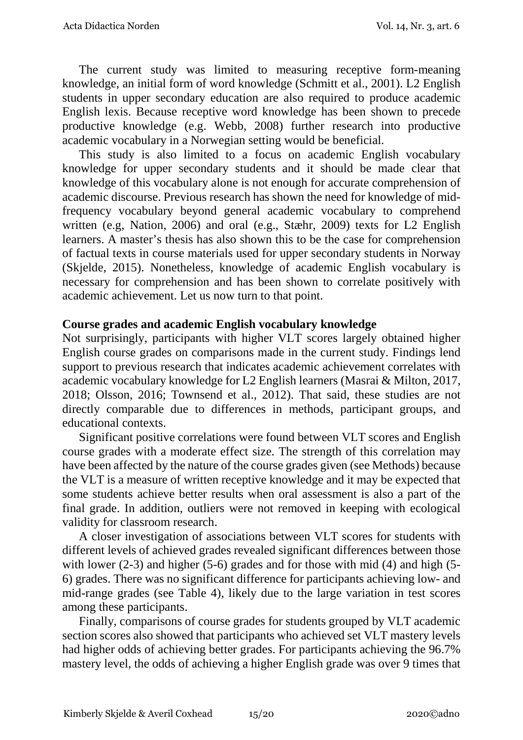The current study was limited to measuring receptive form-meaning knowledge, an initial form of word knowledge (Schmitt et al., 2001). L2 English students in upper secondary education are also required to produce academic English lexis. Because receptive word knowledge has been shown to precede productive knowledge (e.g. Webb, 2008) further research into productive academic vocabulary in a Norwegian setting would be beneficial.

This study is also limited to a focus on academic English vocabulary knowledge for upper secondary students and it should be made clear that knowledge of this vocabulary alone is not enough for accurate comprehension of academic discourse. Previous research has shown the need for knowledge of mid-frequency vocabulary beyond general academic vocabulary to comprehend written (e.g, Nation, 2006) and oral (e.g., Stæhr, 2009) texts for L2 English learners. A master's thesis has also shown this to be the case for comprehension of factual texts in course materials used for upper secondary students in Norway (Skjelde, 2015). Nonetheless, knowledge of academic English vocabulary is necessary for comprehension and has been shown to correlate positively with academic achievement. Let us now turn to that point.

### Course grades and academic English vocabulary knowledge

Not surprisingly, participants with higher VLT scores largely obtained higher English course grades on comparisons made in the current study. Findings lend support to previous research that indicates academic achievement correlates with academic vocabulary knowledge for L2 English learners (Masrai & Milton, 2017, 2018; Olsson, 2016; Townsend et al., 2012). That said, these studies are not directly comparable due to differences in methods, participant groups, and educational contexts.

Significant positive correlations were found between VLT scores and English course grades with a moderate effect size. The strength of this correlation may have been affected by the nature of the course grades given (see Methods) because the VLT is a measure of written receptive knowledge and it may be expected that some students achieve better results when oral assessment is also a part of the final grade. In addition, outliers were not removed in keeping with ecological validity for classroom research.

A closer investigation of associations between VLT scores for students with different levels of achieved grades revealed significant differences between those with lower (2-3) and higher (5-6) grades and for those with mid (4) and high (5-6) grades. There was no significant difference for participants achieving low- and mid-range grades (see Table 4), likely due to the large variation in test scores among these participants.

Finally, comparisons of course grades for students grouped by VLT academic section scores also showed that participants who achieved set VLT mastery levels had higher odds of achieving better grades. For participants achieving the 96.7% mastery level, the odds of achieving a higher English grade was over 9 times that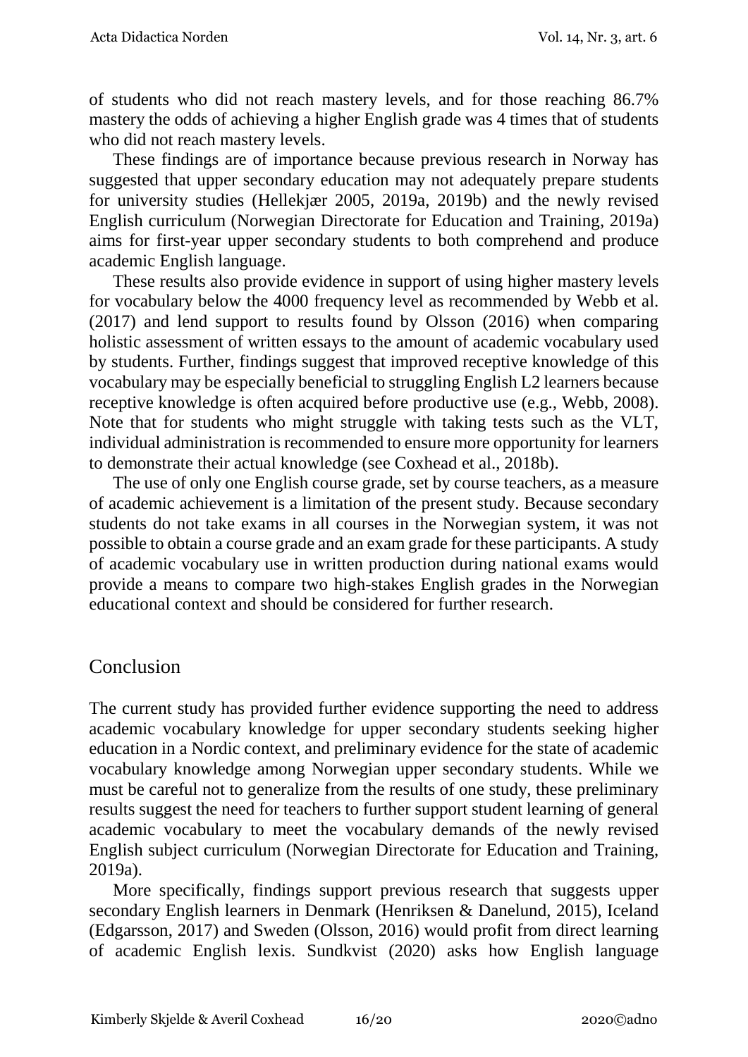of students who did not reach mastery levels, and for those reaching 86.7% mastery the odds of achieving a higher English grade was 4 times that of students who did not reach mastery levels.

These findings are of importance because previous research in Norway has suggested that upper secondary education may not adequately prepare students for university studies (Hellekjær 2005, 2019a, 2019b) and the newly revised English curriculum (Norwegian Directorate for Education and Training, 2019a) aims for first-year upper secondary students to both comprehend and produce academic English language.

These results also provide evidence in support of using higher mastery levels for vocabulary below the 4000 frequency level as recommended by Webb et al. (2017) and lend support to results found by Olsson (2016) when comparing holistic assessment of written essays to the amount of academic vocabulary used by students. Further, findings suggest that improved receptive knowledge of this vocabulary may be especially beneficial to struggling English L2 learners because receptive knowledge is often acquired before productive use (e.g., Webb, 2008). Note that for students who might struggle with taking tests such as the VLT, individual administration is recommended to ensure more opportunity for learners to demonstrate their actual knowledge (see Coxhead et al., 2018b).

The use of only one English course grade, set by course teachers, as a measure of academic achievement is a limitation of the present study. Because secondary students do not take exams in all courses in the Norwegian system, it was not possible to obtain a course grade and an exam grade for these participants. A study of academic vocabulary use in written production during national exams would provide a means to compare two high-stakes English grades in the Norwegian educational context and should be considered for further research.

## Conclusion

The current study has provided further evidence supporting the need to address academic vocabulary knowledge for upper secondary students seeking higher education in a Nordic context, and preliminary evidence for the state of academic vocabulary knowledge among Norwegian upper secondary students. While we must be careful not to generalize from the results of one study, these preliminary results suggest the need for teachers to further support student learning of general academic vocabulary to meet the vocabulary demands of the newly revised English subject curriculum (Norwegian Directorate for Education and Training, 2019a).

More specifically, findings support previous research that suggests upper secondary English learners in Denmark (Henriksen & Danelund, 2015), Iceland (Edgarsson, 2017) and Sweden (Olsson, 2016) would profit from direct learning of academic English lexis. Sundkvist (2020) asks how English language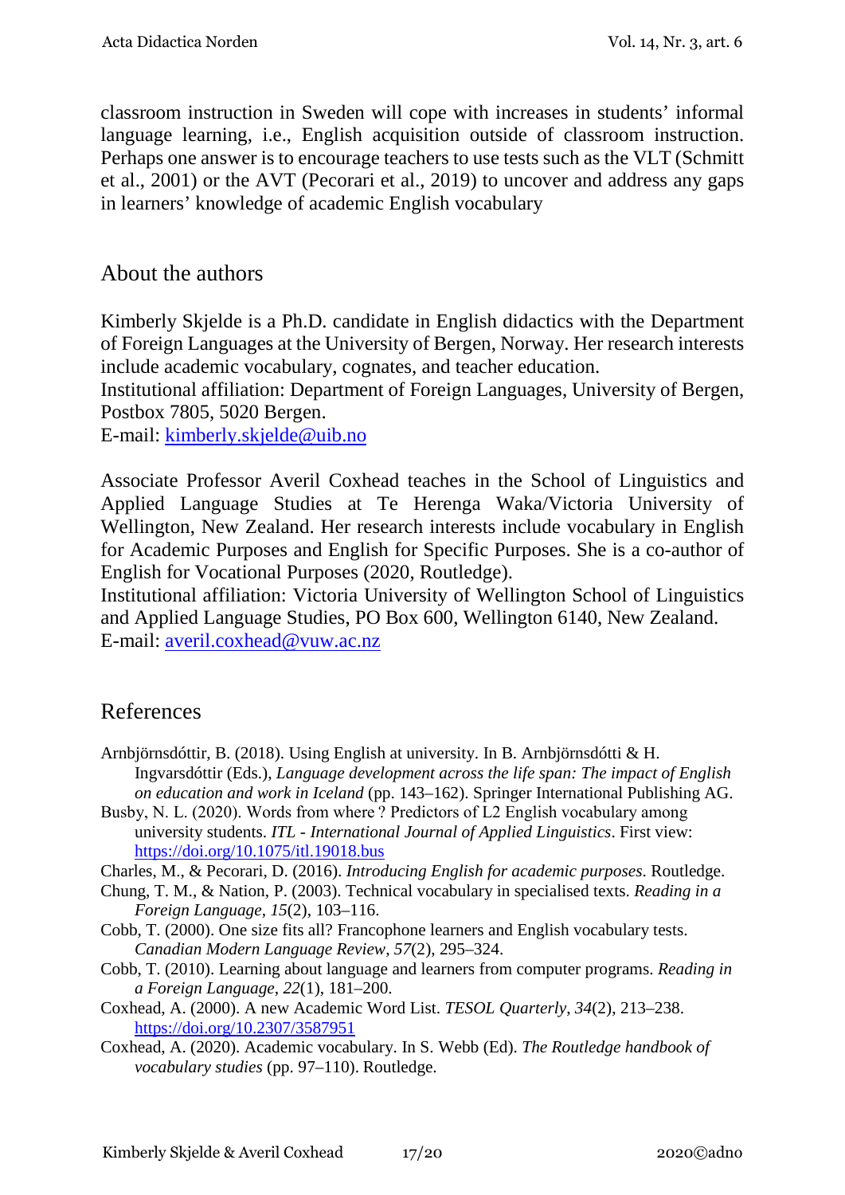classroom instruction in Sweden will cope with increases in students' informal language learning, i.e., English acquisition outside of classroom instruction. Perhaps one answer is to encourage teachers to use tests such as the VLT (Schmitt et al., 2001) or the AVT (Pecorari et al., 2019) to uncover and address any gaps in learners' knowledge of academic English vocabulary

## About the authors

Kimberly Skjelde is a Ph.D. candidate in English didactics with the Department of Foreign Languages at the University of Bergen, Norway. Her research interests include academic vocabulary, cognates, and teacher education.
Institutional affiliation: Department of Foreign Languages, University of Bergen, Postbox 7805, 5020 Bergen.
E-mail: kimberly.skjelde@uib.no

Associate Professor Averil Coxhead teaches in the School of Linguistics and Applied Language Studies at Te Herenga Waka/Victoria University of Wellington, New Zealand. Her research interests include vocabulary in English for Academic Purposes and English for Specific Purposes. She is a co-author of English for Vocational Purposes (2020, Routledge).
Institutional affiliation: Victoria University of Wellington School of Linguistics and Applied Language Studies, PO Box 600, Wellington 6140, New Zealand.
E-mail: averil.coxhead@vuw.ac.nz

## References

Arnbjörnsdóttir, B. (2018). Using English at university. In B. Arnbjörnsdótti & H. Ingvarsdóttir (Eds.), *Language development across the life span: The impact of English on education and work in Iceland* (pp. 143–162). Springer International Publishing AG.

Busby, N. L. (2020). Words from where ? Predictors of L2 English vocabulary among university students. *ITL - International Journal of Applied Linguistics*. First view: https://doi.org/10.1075/itl.19018.bus

Charles, M., & Pecorari, D. (2016). *Introducing English for academic purposes*. Routledge.

Chung, T. M., & Nation, P. (2003). Technical vocabulary in specialised texts. *Reading in a Foreign Language*, *15*(2), 103–116.

Cobb, T. (2000). One size fits all? Francophone learners and English vocabulary tests. *Canadian Modern Language Review*, *57*(2), 295–324.

Cobb, T. (2010). Learning about language and learners from computer programs. *Reading in a Foreign Language*, *22*(1), 181–200.

Coxhead, A. (2000). A new Academic Word List. *TESOL Quarterly*, *34*(2), 213–238. https://doi.org/10.2307/3587951

Coxhead, A. (2020). Academic vocabulary. In S. Webb (Ed). *The Routledge handbook of vocabulary studies* (pp. 97–110). Routledge.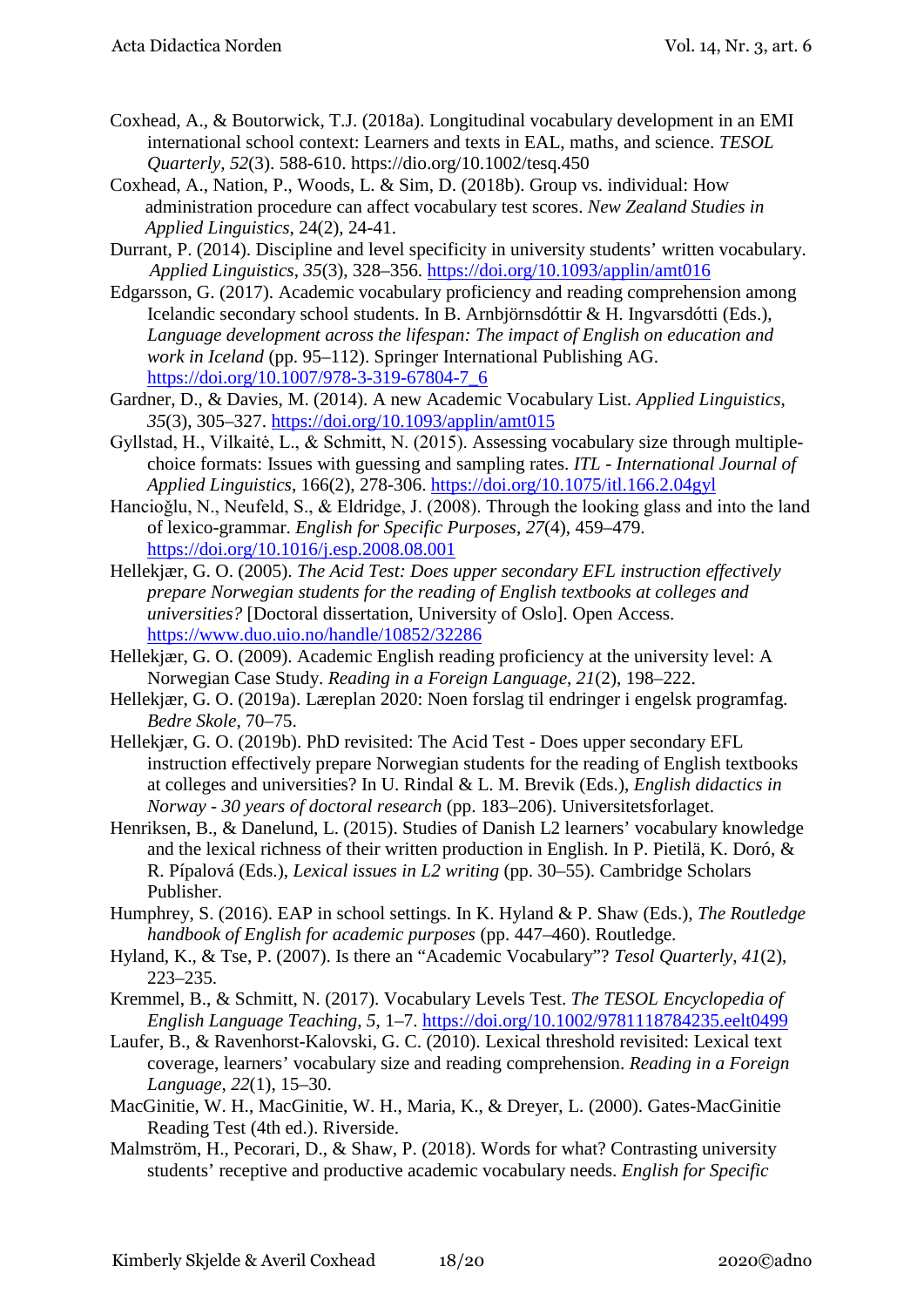Coxhead, A., & Boutorwick, T.J. (2018a). Longitudinal vocabulary development in an EMI international school context: Learners and texts in EAL, maths, and science. *TESOL Quarterly*, *52*(3). 588-610. https://dio.org/10.1002/tesq.450

Coxhead, A., Nation, P., Woods, L. & Sim, D. (2018b). Group vs. individual: How administration procedure can affect vocabulary test scores. *New Zealand Studies in Applied Linguistics*, 24(2), 24-41.

Durrant, P. (2014). Discipline and level specificity in university students' written vocabulary. *Applied Linguistics*, *35*(3), 328–356. https://doi.org/10.1093/applin/amt016

Edgarsson, G. (2017). Academic vocabulary proficiency and reading comprehension among Icelandic secondary school students. In B. Arnbjörnsdóttir & H. Ingvarsdótti (Eds.), *Language development across the lifespan: The impact of English on education and work in Iceland* (pp. 95–112). Springer International Publishing AG. https://doi.org/10.1007/978-3-319-67804-7_6

Gardner, D., & Davies, M. (2014). A new Academic Vocabulary List. *Applied Linguistics*, *35*(3), 305–327. https://doi.org/10.1093/applin/amt015

Gyllstad, H., Vilkaitė, L., & Schmitt, N. (2015). Assessing vocabulary size through multiple-choice formats: Issues with guessing and sampling rates. *ITL - International Journal of Applied Linguistics*, 166(2), 278-306. https://doi.org/10.1075/itl.166.2.04gyl

Hancioğlu, N., Neufeld, S., & Eldridge, J. (2008). Through the looking glass and into the land of lexico-grammar. *English for Specific Purposes*, *27*(4), 459–479. https://doi.org/10.1016/j.esp.2008.08.001

Hellekjær, G. O. (2005). *The Acid Test: Does upper secondary EFL instruction effectively prepare Norwegian students for the reading of English textbooks at colleges and universities?* [Doctoral dissertation, University of Oslo]. Open Access. https://www.duo.uio.no/handle/10852/32286

Hellekjær, G. O. (2009). Academic English reading proficiency at the university level: A Norwegian Case Study. *Reading in a Foreign Language*, *21*(2), 198–222.

Hellekjær, G. O. (2019a). Læreplan 2020: Noen forslag til endringer i engelsk programfag. *Bedre Skole*, 70–75.

Hellekjær, G. O. (2019b). PhD revisited: The Acid Test - Does upper secondary EFL instruction effectively prepare Norwegian students for the reading of English textbooks at colleges and universities? In U. Rindal & L. M. Brevik (Eds.), *English didactics in Norway - 30 years of doctoral research* (pp. 183–206). Universitetsforlaget.

Henriksen, B., & Danelund, L. (2015). Studies of Danish L2 learners' vocabulary knowledge and the lexical richness of their written production in English. In P. Pietilä, K. Doró, & R. Pípalová (Eds.), *Lexical issues in L2 writing* (pp. 30–55). Cambridge Scholars Publisher.

Humphrey, S. (2016). EAP in school settings. In K. Hyland & P. Shaw (Eds.), *The Routledge handbook of English for academic purposes* (pp. 447–460). Routledge.

Hyland, K., & Tse, P. (2007). Is there an "Academic Vocabulary"? *Tesol Quarterly*, *41*(2), 223–235.

Kremmel, B., & Schmitt, N. (2017). Vocabulary Levels Test. *The TESOL Encyclopedia of English Language Teaching*, *5*, 1–7. https://doi.org/10.1002/9781118784235.eelt0499

Laufer, B., & Ravenhorst-Kalovski, G. C. (2010). Lexical threshold revisited: Lexical text coverage, learners' vocabulary size and reading comprehension. *Reading in a Foreign Language*, *22*(1), 15–30.

MacGinitie, W. H., MacGinitie, W. H., Maria, K., & Dreyer, L. (2000). Gates-MacGinitie Reading Test (4th ed.). Riverside.

Malmström, H., Pecorari, D., & Shaw, P. (2018). Words for what? Contrasting university students' receptive and productive academic vocabulary needs. *English for Specific*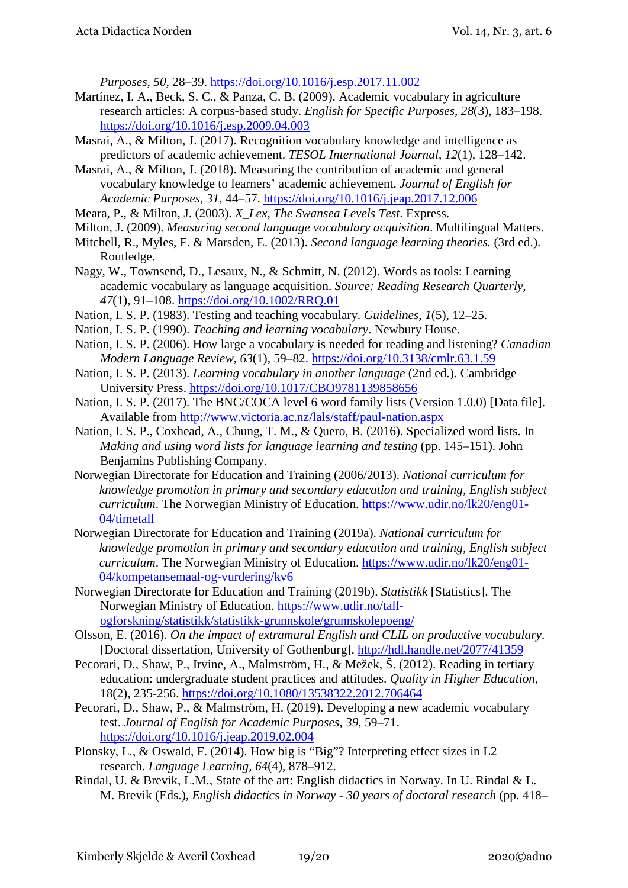*Purposes*, *50*, 28–39. https://doi.org/10.1016/j.esp.2017.11.002

Martínez, I. A., Beck, S. C., & Panza, C. B. (2009). Academic vocabulary in agriculture research articles: A corpus-based study. *English for Specific Purposes*, *28*(3), 183–198. https://doi.org/10.1016/j.esp.2009.04.003

Masrai, A., & Milton, J. (2017). Recognition vocabulary knowledge and intelligence as predictors of academic achievement. *TESOL International Journal*, *12*(1), 128–142.

Masrai, A., & Milton, J. (2018). Measuring the contribution of academic and general vocabulary knowledge to learners' academic achievement. *Journal of English for Academic Purposes*, *31*, 44–57. https://doi.org/10.1016/j.jeap.2017.12.006

Meara, P., & Milton, J. (2003). *X_Lex, The Swansea Levels Test*. Express.

Milton, J. (2009). *Measuring second language vocabulary acquisition*. Multilingual Matters.

Mitchell, R., Myles, F. & Marsden, E. (2013). *Second language learning theories.* (3rd ed.). Routledge.

Nagy, W., Townsend, D., Lesaux, N., & Schmitt, N. (2012). Words as tools: Learning academic vocabulary as language acquisition. *Source: Reading Research Quarterly*, *47*(1), 91–108. https://doi.org/10.1002/RRQ.01

Nation, I. S. P. (1983). Testing and teaching vocabulary. *Guidelines*, *1*(5), 12–25.

Nation, I. S. P. (1990). *Teaching and learning vocabulary*. Newbury House.

Nation, I. S. P. (2006). How large a vocabulary is needed for reading and listening? *Canadian Modern Language Review*, *63*(1), 59–82. https://doi.org/10.3138/cmlr.63.1.59

Nation, I. S. P. (2013). *Learning vocabulary in another language* (2nd ed.). Cambridge University Press. https://doi.org/10.1017/CBO9781139858656

Nation, I. S. P. (2017). The BNC/COCA level 6 word family lists (Version 1.0.0) [Data file]. Available from http://www.victoria.ac.nz/lals/staff/paul-nation.aspx

Nation, I. S. P., Coxhead, A., Chung, T. M., & Quero, B. (2016). Specialized word lists. In *Making and using word lists for language learning and testing* (pp. 145–151). John Benjamins Publishing Company.

Norwegian Directorate for Education and Training (2006/2013). *National curriculum for knowledge promotion in primary and secondary education and training, English subject curriculum*. The Norwegian Ministry of Education. https://www.udir.no/lk20/eng01-04/timetall

Norwegian Directorate for Education and Training (2019a). *National curriculum for knowledge promotion in primary and secondary education and training, English subject curriculum*. The Norwegian Ministry of Education. https://www.udir.no/lk20/eng01-04/kompetansemaal-og-vurdering/kv6

Norwegian Directorate for Education and Training (2019b). *Statistikk* [Statistics]. The Norwegian Ministry of Education. https://www.udir.no/tall-ogforskning/statistikk/statistikk-grunnskole/grunnskolepoeng/

Olsson, E. (2016). *On the impact of extramural English and CLIL on productive vocabulary*. [Doctoral dissertation, University of Gothenburg]. http://hdl.handle.net/2077/41359

Pecorari, D., Shaw, P., Irvine, A., Malmström, H., & Mežek, Š. (2012). Reading in tertiary education: undergraduate student practices and attitudes. *Quality in Higher Education,* 18(2), 235-256. https://doi.org/10.1080/13538322.2012.706464

Pecorari, D., Shaw, P., & Malmström, H. (2019). Developing a new academic vocabulary test. *Journal of English for Academic Purposes*, *39*, 59–71. https://doi.org/10.1016/j.jeap.2019.02.004

Plonsky, L., & Oswald, F. (2014). How big is "Big"? Interpreting effect sizes in L2 research. *Language Learning*, *64*(4), 878–912.

Rindal, U. & Brevik, L.M., State of the art: English didactics in Norway. In U. Rindal & L. M. Brevik (Eds.), *English didactics in Norway - 30 years of doctoral research* (pp. 418–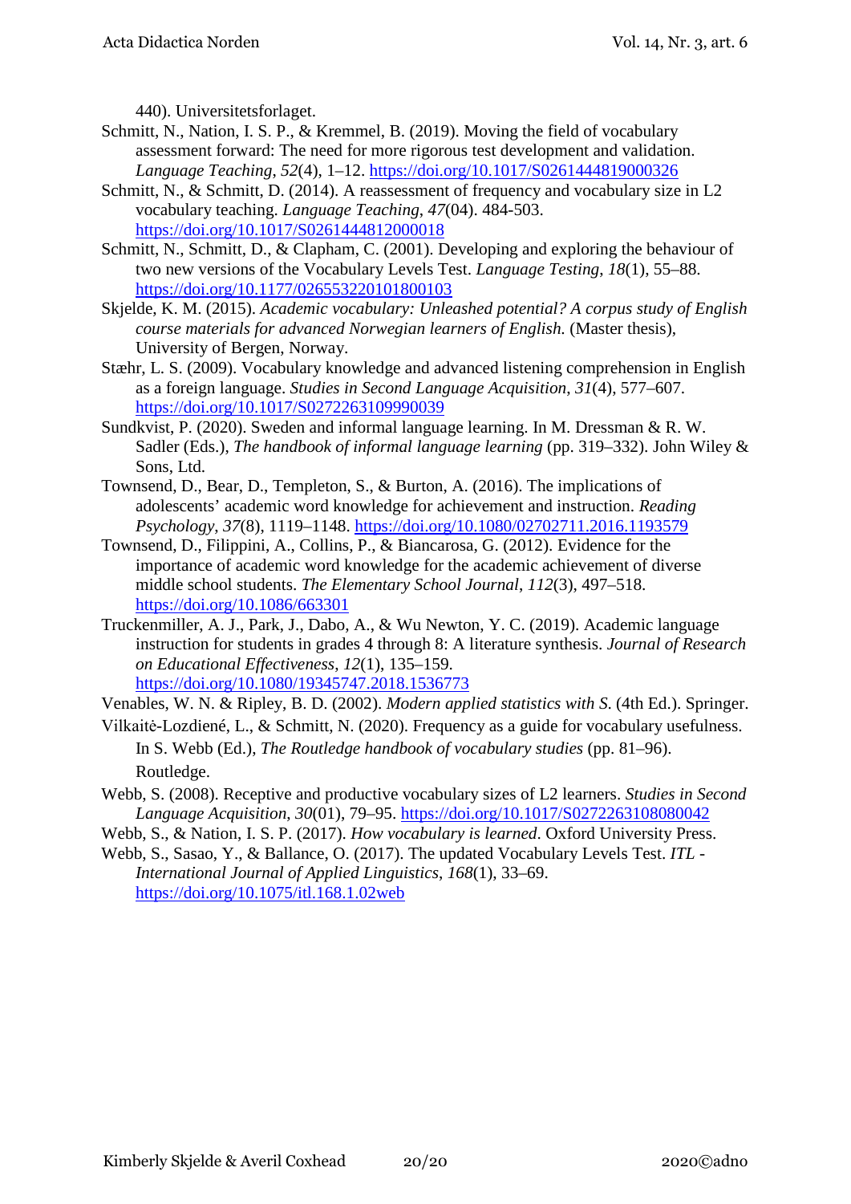440). Universitetsforlaget.

Schmitt, N., Nation, I. S. P., & Kremmel, B. (2019). Moving the field of vocabulary assessment forward: The need for more rigorous test development and validation. *Language Teaching*, *52*(4), 1–12. https://doi.org/10.1017/S0261444819000326

Schmitt, N., & Schmitt, D. (2014). A reassessment of frequency and vocabulary size in L2 vocabulary teaching. *Language Teaching*, *47*(04). 484-503. https://doi.org/10.1017/S0261444812000018

Schmitt, N., Schmitt, D., & Clapham, C. (2001). Developing and exploring the behaviour of two new versions of the Vocabulary Levels Test. *Language Testing, 18*(1), 55–88. https://doi.org/10.1177/026553220101800103

Skjelde, K. M. (2015). *Academic vocabulary: Unleashed potential? A corpus study of English course materials for advanced Norwegian learners of English.* (Master thesis), University of Bergen, Norway.

Stæhr, L. S. (2009). Vocabulary knowledge and advanced listening comprehension in English as a foreign language. *Studies in Second Language Acquisition, 31*(4), 577–607. https://doi.org/10.1017/S0272263109990039

Sundkvist, P. (2020). Sweden and informal language learning. In M. Dressman & R. W. Sadler (Eds.), *The handbook of informal language learning* (pp. 319–332). John Wiley & Sons, Ltd.

Townsend, D., Bear, D., Templeton, S., & Burton, A. (2016). The implications of adolescents' academic word knowledge for achievement and instruction. *Reading Psychology*, *37*(8), 1119–1148. https://doi.org/10.1080/02702711.2016.1193579

Townsend, D., Filippini, A., Collins, P., & Biancarosa, G. (2012). Evidence for the importance of academic word knowledge for the academic achievement of diverse middle school students. *The Elementary School Journal*, *112*(3), 497–518. https://doi.org/10.1086/663301

Truckenmiller, A. J., Park, J., Dabo, A., & Wu Newton, Y. C. (2019). Academic language instruction for students in grades 4 through 8: A literature synthesis. *Journal of Research on Educational Effectiveness*, *12*(1), 135–159. https://doi.org/10.1080/19345747.2018.1536773

Venables, W. N. & Ripley, B. D. (2002). *Modern applied statistics with S.* (4th Ed.). Springer.

Vilkaitė-Lozdienė, L., & Schmitt, N. (2020). Frequency as a guide for vocabulary usefulness. In S. Webb (Ed.), *The Routledge handbook of vocabulary studies* (pp. 81–96). Routledge.

Webb, S. (2008). Receptive and productive vocabulary sizes of L2 learners. *Studies in Second Language Acquisition*, *30*(01), 79–95. https://doi.org/10.1017/S0272263108080042

Webb, S., & Nation, I. S. P. (2017). *How vocabulary is learned*. Oxford University Press.

Webb, S., Sasao, Y., & Ballance, O. (2017). The updated Vocabulary Levels Test. *ITL - International Journal of Applied Linguistics, 168*(1), 33–69. https://doi.org/10.1075/itl.168.1.02web